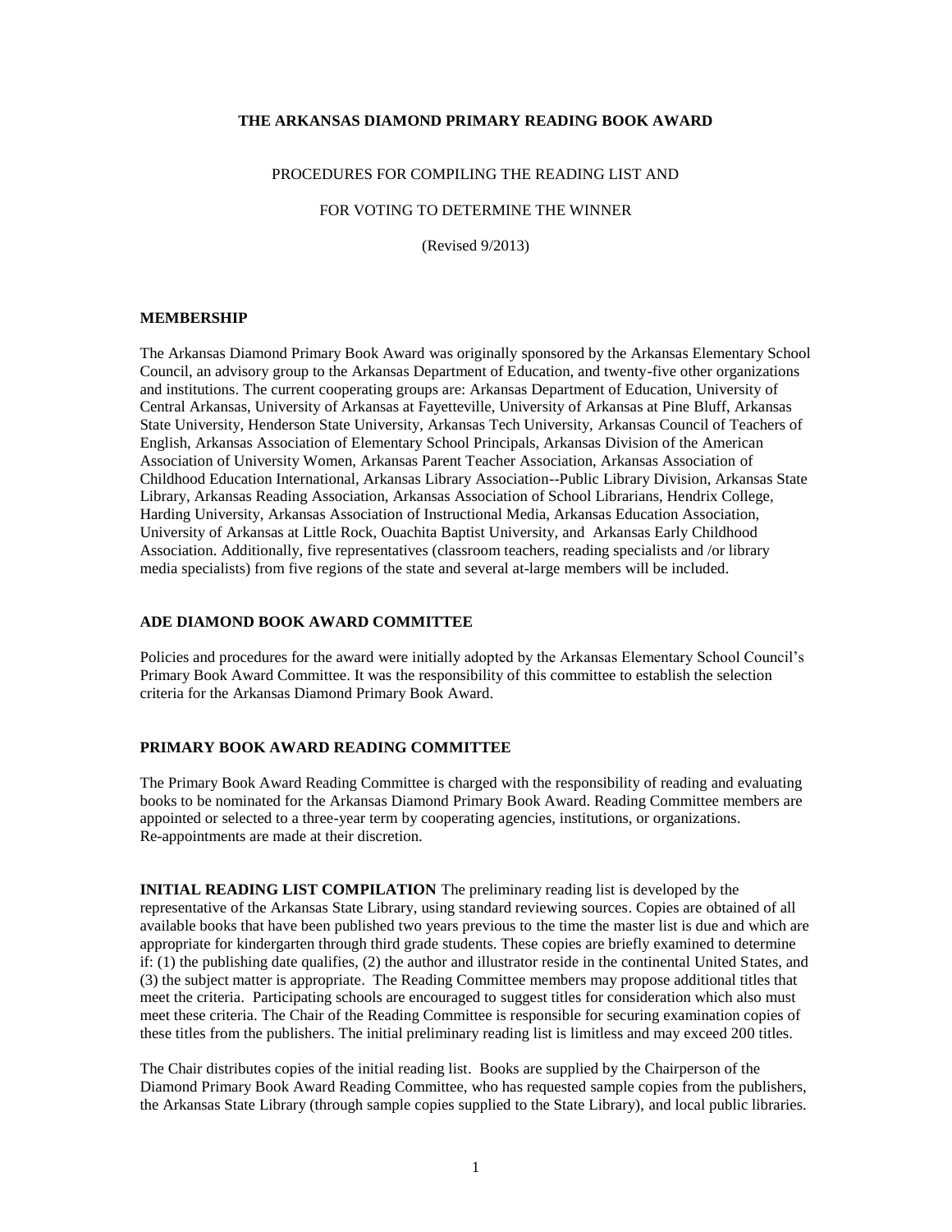# THE ARKANSAS DIAMOND PRIMARY READING BOOK AWARD

PROCEDURES FOR COMPILING THE READING LIST AND

FOR VOTING TO DETERMINE THE WINNER

(Revised 9/2013)

## MEMBERSHIP

The Arkansas Diamond Primary Book Award was originally sponsored by the Arkansas Elementary School Council, an advisory group to the Arkansas Department of Education, and twenty-five other organizations and institutions. The current cooperating groups are: Arkansas Department of Education, University of Central Arkansas, University of Arkansas at Fayetteville, University of Arkansas at Pine Bluff, Arkansas State University, Henderson State University, Arkansas Tech University, Arkansas Council of Teachers of English, Arkansas Association of Elementary School Principals, Arkansas Division of the American Association of University Women, Arkansas Parent Teacher Association, Arkansas Association of Childhood Education International, Arkansas Library Association--Public Library Division, Arkansas State Library, Arkansas Reading Association, Arkansas Association of School Librarians, Hendrix College, Harding University, Arkansas Association of Instructional Media, Arkansas Education Association, University of Arkansas at Little Rock, Ouachita Baptist University, and Arkansas Early Childhood Association. Additionally, five representatives (classroom teachers, reading specialists and /or library media specialists) from five regions of the state and several at-large members will be included.

## ADE DIAMOND BOOK AWARD COMMITTEE

Policies and procedures for the award were initially adopted by the Arkansas Elementary School Council's Primary Book Award Committee. It was the responsibility of this committee to establish the selection criteria for the Arkansas Diamond Primary Book Award.

## PRIMARY BOOK AWARD READING COMMITTEE

The Primary Book Award Reading Committee is charged with the responsibility of reading and evaluating books to be nominated for the Arkansas Diamond Primary Book Award. Reading Committee members are appointed or selected to a three-year term by cooperating agencies, institutions, or organizations. Re-appointments are made at their discretion.

**INITIAL READING LIST COMPILATION** The preliminary reading list is developed by the representative of the Arkansas State Library, using standard reviewing sources. Copies are obtained of all available books that have been published two years previous to the time the master list is due and which are appropriate for kindergarten through third grade students. These copies are briefly examined to determine if: (1) the publishing date qualifies, (2) the author and illustrator reside in the continental United States, and (3) the subject matter is appropriate. The Reading Committee members may propose additional titles that meet the criteria. Participating schools are encouraged to suggest titles for consideration which also must meet these criteria. The Chair of the Reading Committee is responsible for securing examination copies of these titles from the publishers. The initial preliminary reading list is limitless and may exceed 200 titles.

The Chair distributes copies of the initial reading list. Books are supplied by the Chairperson of the Diamond Primary Book Award Reading Committee, who has requested sample copies from the publishers, the Arkansas State Library (through sample copies supplied to the State Library), and local public libraries.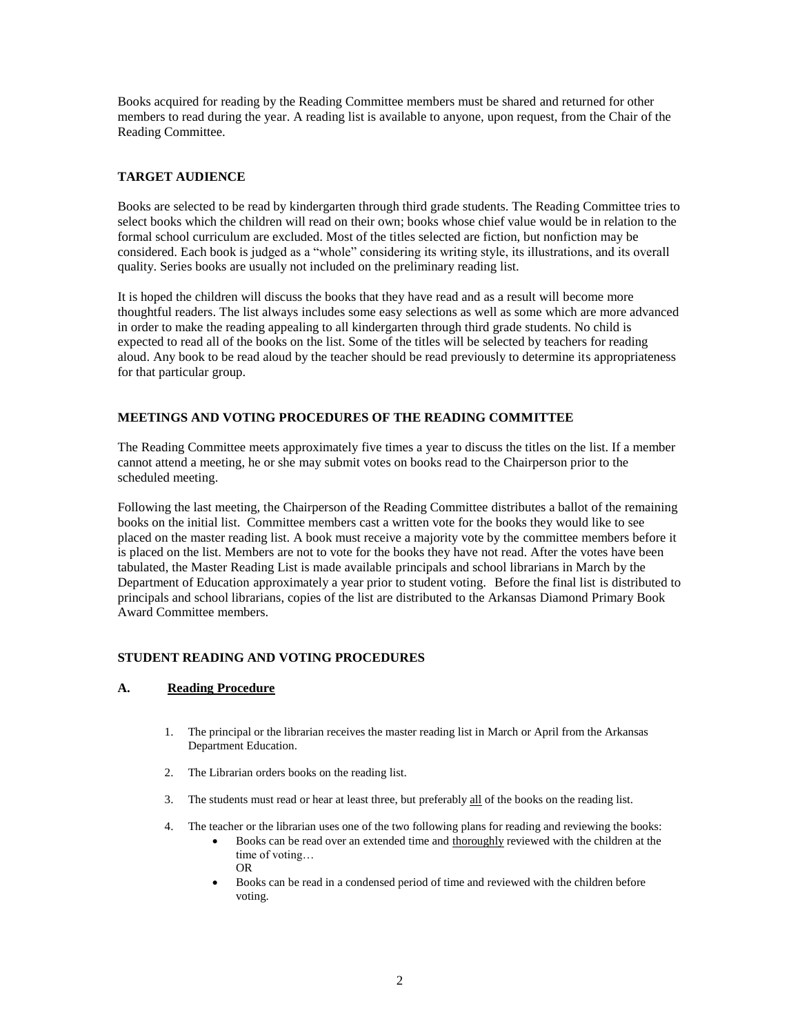Books acquired for reading by the Reading Committee members must be shared and returned for other members to read during the year. A reading list is available to anyone, upon request, from the Chair of the Reading Committee.

## TARGET AUDIENCE

Books are selected to be read by kindergarten through third grade students. The Reading Committee tries to select books which the children will read on their own; books whose chief value would be in relation to the formal school curriculum are excluded. Most of the titles selected are fiction, but nonfiction may be considered. Each book is judged as a "whole" considering its writing style, its illustrations, and its overall quality. Series books are usually not included on the preliminary reading list.

It is hoped the children will discuss the books that they have read and as a result will become more thoughtful readers. The list always includes some easy selections as well as some which are more advanced in order to make the reading appealing to all kindergarten through third grade students. No child is expected to read all of the books on the list. Some of the titles will be selected by teachers for reading aloud. Any book to be read aloud by the teacher should be read previously to determine its appropriateness for that particular group.

## MEETINGS AND VOTING PROCEDURES OF THE READING COMMITTEE

The Reading Committee meets approximately five times a year to discuss the titles on the list. If a member cannot attend a meeting, he or she may submit votes on books read to the Chairperson prior to the scheduled meeting.

Following the last meeting, the Chairperson of the Reading Committee distributes a ballot of the remaining books on the initial list. Committee members cast a written vote for the books they would like to see placed on the master reading list. A book must receive a majority vote by the committee members before it is placed on the list. Members are not to vote for the books they have not read. After the votes have been tabulated, the Master Reading List is made available principals and school librarians in March by the Department of Education approximately a year prior to student voting. Before the final list is distributed to principals and school librarians, copies of the list are distributed to the Arkansas Diamond Primary Book Award Committee members.

## STUDENT READING AND VOTING PROCEDURES

### A. Reading Procedure

1. The principal or the librarian receives the master reading list in March or April from the Arkansas Department Education.
2. The Librarian orders books on the reading list.
3. The students must read or hear at least three, but preferably all of the books on the reading list.
4. The teacher or the librarian uses one of the two following plans for reading and reviewing the books:
   - Books can be read over an extended time and thoroughly reviewed with the children at the time of voting…
   
     OR
   - Books can be read in a condensed period of time and reviewed with the children before voting.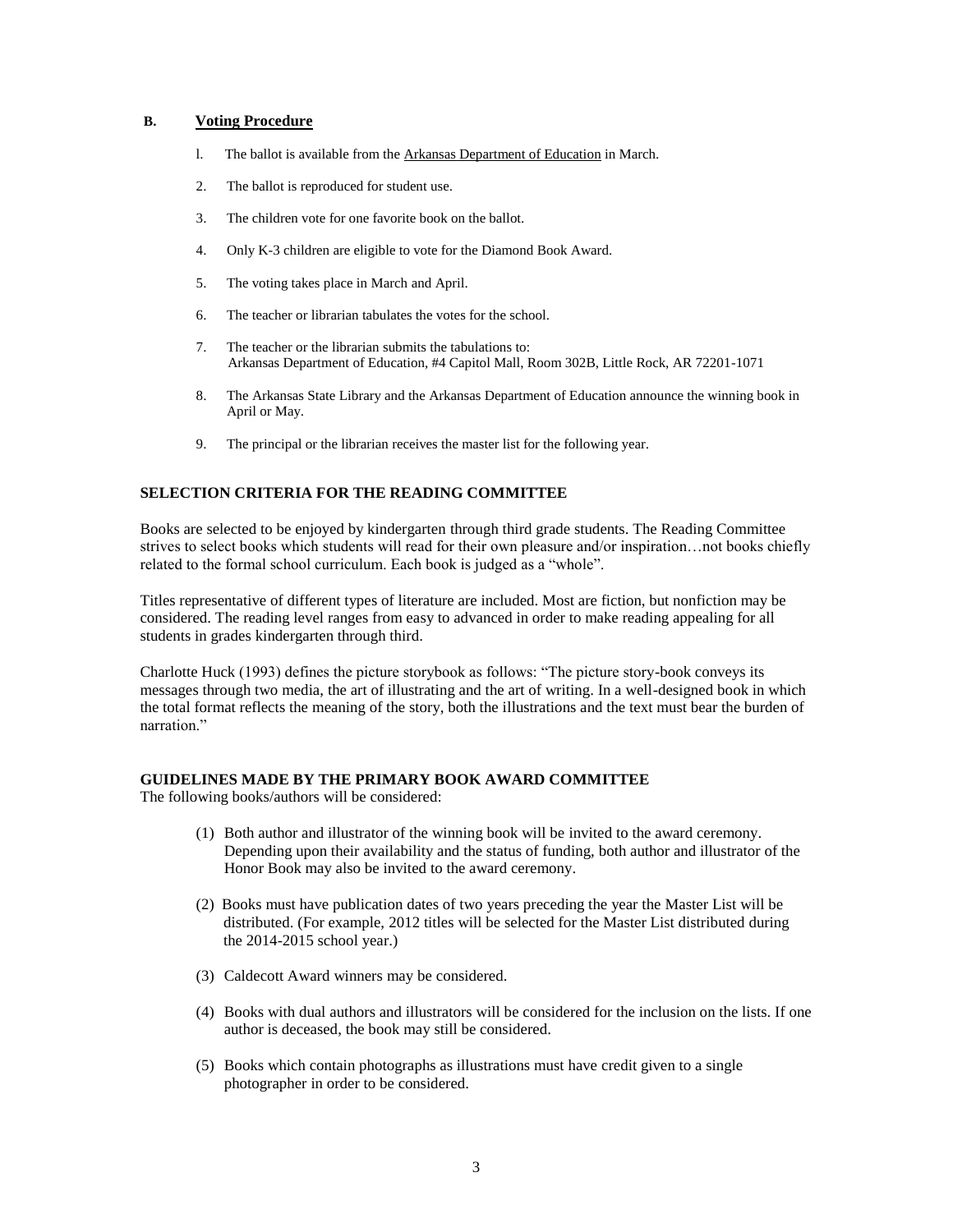**B. Voting Procedure**

1. The ballot is available from the Arkansas Department of Education in March.
2. The ballot is reproduced for student use.
3. The children vote for one favorite book on the ballot.
4. Only K-3 children are eligible to vote for the Diamond Book Award.
5. The voting takes place in March and April.
6. The teacher or librarian tabulates the votes for the school.
7. The teacher or the librarian submits the tabulations to:
   Arkansas Department of Education, #4 Capitol Mall, Room 302B, Little Rock, AR 72201-1071
8. The Arkansas State Library and the Arkansas Department of Education announce the winning book in April or May.
9. The principal or the librarian receives the master list for the following year.

## SELECTION CRITERIA FOR THE READING COMMITTEE

Books are selected to be enjoyed by kindergarten through third grade students. The Reading Committee strives to select books which students will read for their own pleasure and/or inspiration…not books chiefly related to the formal school curriculum. Each book is judged as a "whole".

Titles representative of different types of literature are included. Most are fiction, but nonfiction may be considered. The reading level ranges from easy to advanced in order to make reading appealing for all students in grades kindergarten through third.

Charlotte Huck (1993) defines the picture storybook as follows: "The picture story-book conveys its messages through two media, the art of illustrating and the art of writing. In a well-designed book in which the total format reflects the meaning of the story, both the illustrations and the text must bear the burden of narration."

## GUIDELINES MADE BY THE PRIMARY BOOK AWARD COMMITTEE

The following books/authors will be considered:

(1) Both author and illustrator of the winning book will be invited to the award ceremony. Depending upon their availability and the status of funding, both author and illustrator of the Honor Book may also be invited to the award ceremony.

(2) Books must have publication dates of two years preceding the year the Master List will be distributed. (For example, 2012 titles will be selected for the Master List distributed during the 2014-2015 school year.)

(3) Caldecott Award winners may be considered.

(4) Books with dual authors and illustrators will be considered for the inclusion on the lists. If one author is deceased, the book may still be considered.

(5) Books which contain photographs as illustrations must have credit given to a single photographer in order to be considered.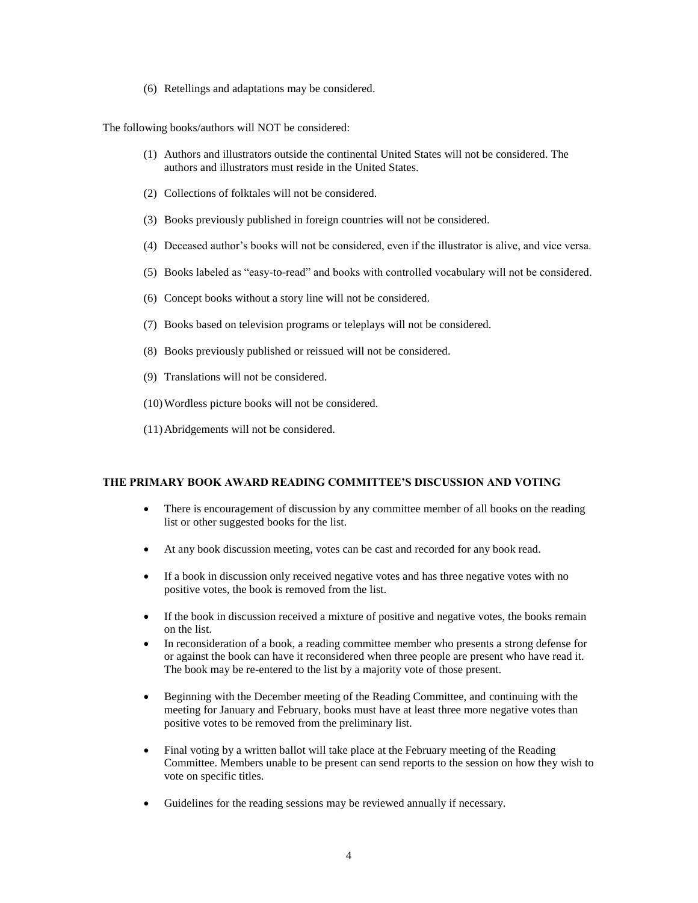(6) Retellings and adaptations may be considered.

The following books/authors will NOT be considered:

(1) Authors and illustrators outside the continental United States will not be considered. The authors and illustrators must reside in the United States.

(2) Collections of folktales will not be considered.

(3) Books previously published in foreign countries will not be considered.

(4) Deceased author's books will not be considered, even if the illustrator is alive, and vice versa.

(5) Books labeled as "easy-to-read" and books with controlled vocabulary will not be considered.

(6) Concept books without a story line will not be considered.

(7) Books based on television programs or teleplays will not be considered.

(8) Books previously published or reissued will not be considered.

(9) Translations will not be considered.

(10) Wordless picture books will not be considered.

(11) Abridgements will not be considered.

**THE PRIMARY BOOK AWARD READING COMMITTEE'S DISCUSSION AND VOTING**

- There is encouragement of discussion by any committee member of all books on the reading list or other suggested books for the list.
- At any book discussion meeting, votes can be cast and recorded for any book read.
- If a book in discussion only received negative votes and has three negative votes with no positive votes, the book is removed from the list.
- If the book in discussion received a mixture of positive and negative votes, the books remain on the list.
- In reconsideration of a book, a reading committee member who presents a strong defense for or against the book can have it reconsidered when three people are present who have read it. The book may be re-entered to the list by a majority vote of those present.
- Beginning with the December meeting of the Reading Committee, and continuing with the meeting for January and February, books must have at least three more negative votes than positive votes to be removed from the preliminary list.
- Final voting by a written ballot will take place at the February meeting of the Reading Committee. Members unable to be present can send reports to the session on how they wish to vote on specific titles.
- Guidelines for the reading sessions may be reviewed annually if necessary.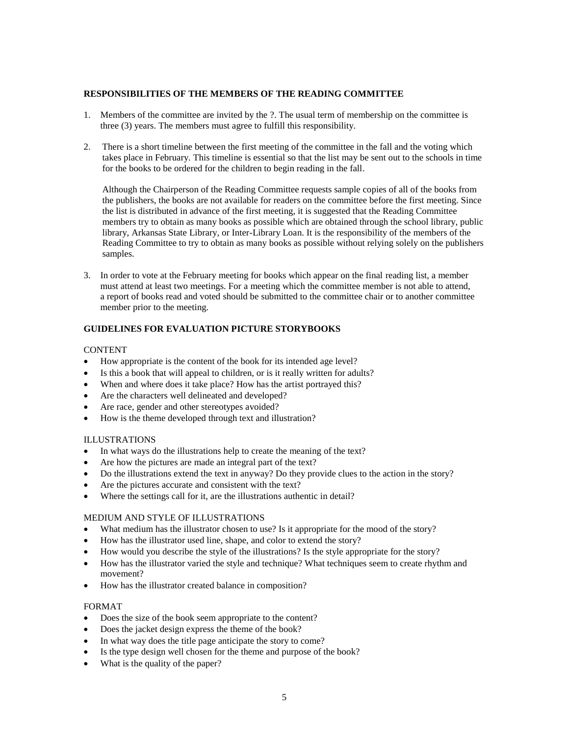## RESPONSIBILITIES OF THE MEMBERS OF THE READING COMMITTEE

1. Members of the committee are invited by the ?. The usual term of membership on the committee is three (3) years. The members must agree to fulfill this responsibility.

2. There is a short timeline between the first meeting of the committee in the fall and the voting which takes place in February. This timeline is essential so that the list may be sent out to the schools in time for the books to be ordered for the children to begin reading in the fall.

   Although the Chairperson of the Reading Committee requests sample copies of all of the books from the publishers, the books are not available for readers on the committee before the first meeting. Since the list is distributed in advance of the first meeting, it is suggested that the Reading Committee members try to obtain as many books as possible which are obtained through the school library, public library, Arkansas State Library, or Inter-Library Loan. It is the responsibility of the members of the Reading Committee to try to obtain as many books as possible without relying solely on the publishers samples.

3. In order to vote at the February meeting for books which appear on the final reading list, a member must attend at least two meetings. For a meeting which the committee member is not able to attend, a report of books read and voted should be submitted to the committee chair or to another committee member prior to the meeting.

## GUIDELINES FOR EVALUATION PICTURE STORYBOOKS

CONTENT

- How appropriate is the content of the book for its intended age level?
- Is this a book that will appeal to children, or is it really written for adults?
- When and where does it take place? How has the artist portrayed this?
- Are the characters well delineated and developed?
- Are race, gender and other stereotypes avoided?
- How is the theme developed through text and illustration?

ILLUSTRATIONS

- In what ways do the illustrations help to create the meaning of the text?
- Are how the pictures are made an integral part of the text?
- Do the illustrations extend the text in anyway? Do they provide clues to the action in the story?
- Are the pictures accurate and consistent with the text?
- Where the settings call for it, are the illustrations authentic in detail?

MEDIUM AND STYLE OF ILLUSTRATIONS

- What medium has the illustrator chosen to use? Is it appropriate for the mood of the story?
- How has the illustrator used line, shape, and color to extend the story?
- How would you describe the style of the illustrations? Is the style appropriate for the story?
- How has the illustrator varied the style and technique? What techniques seem to create rhythm and movement?
- How has the illustrator created balance in composition?

FORMAT

- Does the size of the book seem appropriate to the content?
- Does the jacket design express the theme of the book?
- In what way does the title page anticipate the story to come?
- Is the type design well chosen for the theme and purpose of the book?
- What is the quality of the paper?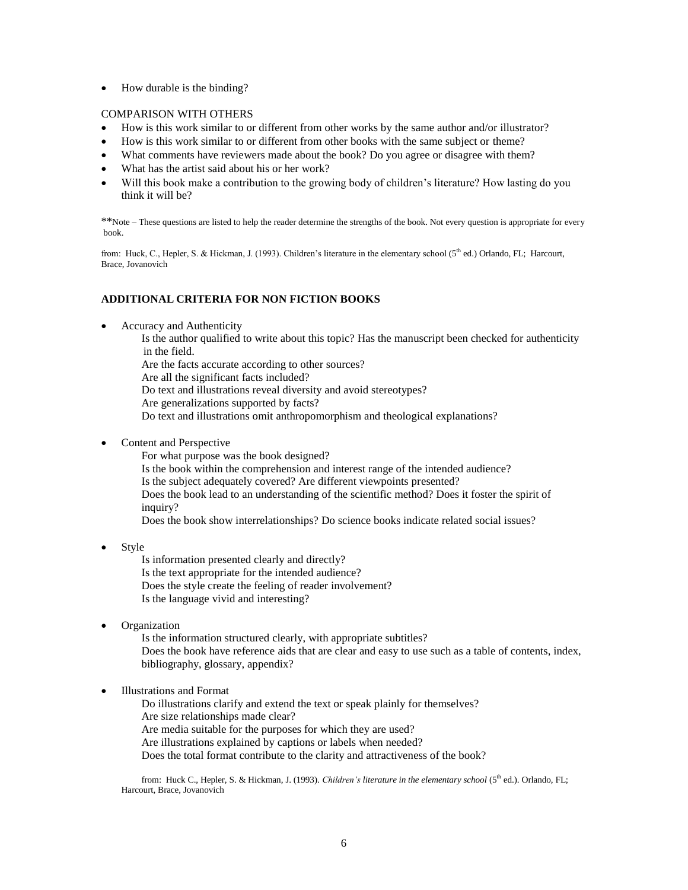- How durable is the binding?

COMPARISON WITH OTHERS

- How is this work similar to or different from other works by the same author and/or illustrator?
- How is this work similar to or different from other books with the same subject or theme?
- What comments have reviewers made about the book? Do you agree or disagree with them?
- What has the artist said about his or her work?
- Will this book make a contribution to the growing body of children's literature? How lasting do you think it will be?

**Note – These questions are listed to help the reader determine the strengths of the book. Not every question is appropriate for every book.

from: Huck, C., Hepler, S. & Hickman, J. (1993). Children's literature in the elementary school (5th ed.) Orlando, FL; Harcourt, Brace, Jovanovich

**ADDITIONAL CRITERIA FOR NON FICTION BOOKS**

- Accuracy and Authenticity

  Is the author qualified to write about this topic? Has the manuscript been checked for authenticity in the field.
  Are the facts accurate according to other sources?
  Are all the significant facts included?
  Do text and illustrations reveal diversity and avoid stereotypes?
  Are generalizations supported by facts?
  Do text and illustrations omit anthropomorphism and theological explanations?

- Content and Perspective

  For what purpose was the book designed?
  Is the book within the comprehension and interest range of the intended audience?
  Is the subject adequately covered? Are different viewpoints presented?
  Does the book lead to an understanding of the scientific method? Does it foster the spirit of inquiry?
  Does the book show interrelationships? Do science books indicate related social issues?

- Style

  Is information presented clearly and directly?
  Is the text appropriate for the intended audience?
  Does the style create the feeling of reader involvement?
  Is the language vivid and interesting?

- Organization

  Is the information structured clearly, with appropriate subtitles?
  Does the book have reference aids that are clear and easy to use such as a table of contents, index, bibliography, glossary, appendix?

- Illustrations and Format

  Do illustrations clarify and extend the text or speak plainly for themselves?
  Are size relationships made clear?
  Are media suitable for the purposes for which they are used?
  Are illustrations explained by captions or labels when needed?
  Does the total format contribute to the clarity and attractiveness of the book?

from: Huck C., Hepler, S. & Hickman, J. (1993). *Children's literature in the elementary school* (5th ed.). Orlando, FL; Harcourt, Brace, Jovanovich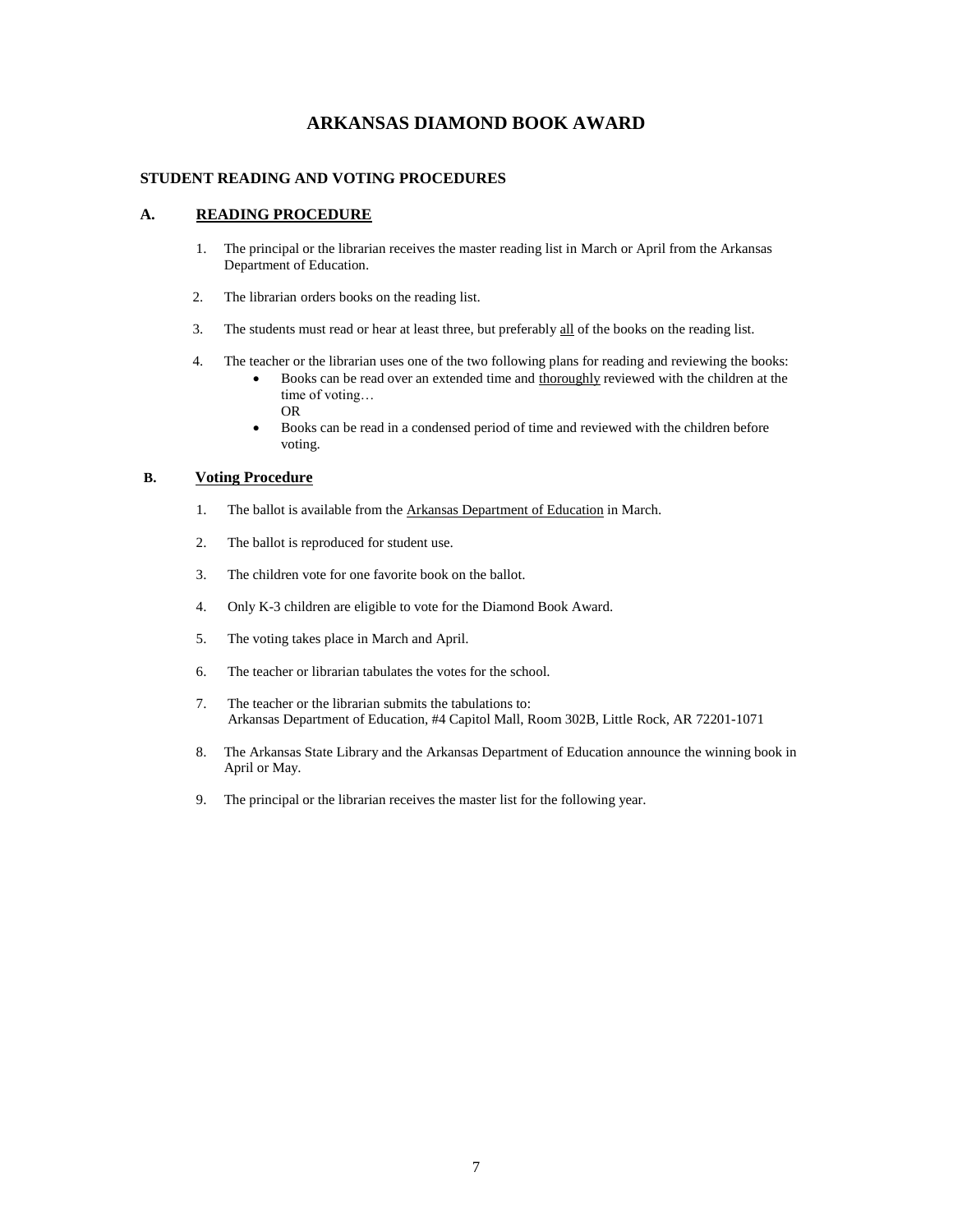# ARKANSAS DIAMOND BOOK AWARD

## STUDENT READING AND VOTING PROCEDURES

### A. READING PROCEDURE

1. The principal or the librarian receives the master reading list in March or April from the Arkansas Department of Education.

2. The librarian orders books on the reading list.

3. The students must read or hear at least three, but preferably <u>all</u> of the books on the reading list.

4. The teacher or the librarian uses one of the two following plans for reading and reviewing the books:
   - Books can be read over an extended time and <u>thoroughly</u> reviewed with the children at the time of voting…
     OR
   - Books can be read in a condensed period of time and reviewed with the children before voting.

### B. Voting Procedure

1. The ballot is available from the <u>Arkansas Department of Education</u> in March.

2. The ballot is reproduced for student use.

3. The children vote for one favorite book on the ballot.

4. Only K-3 children are eligible to vote for the Diamond Book Award.

5. The voting takes place in March and April.

6. The teacher or librarian tabulates the votes for the school.

7. The teacher or the librarian submits the tabulations to:
   Arkansas Department of Education, #4 Capitol Mall, Room 302B, Little Rock, AR 72201-1071

8. The Arkansas State Library and the Arkansas Department of Education announce the winning book in April or May.

9. The principal or the librarian receives the master list for the following year.